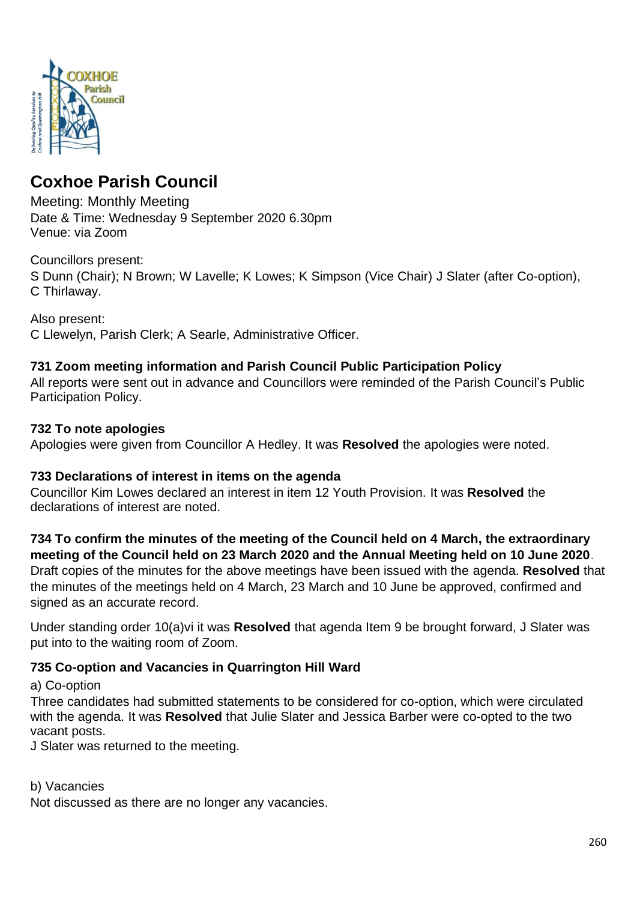# Coxhoe Parish Council

Meeting: Monthly Meeting
Date & Time: Wednesday 9 September 2020 6.30pm
Venue: via Zoom

Councillors present:
S Dunn (Chair); N Brown; W Lavelle; K Lowes; K Simpson (Vice Chair) J Slater (after Co-option), C Thirlaway.

Also present:
C Llewelyn, Parish Clerk; A Searle, Administrative Officer.

### 731 Zoom meeting information and Parish Council Public Participation Policy

All reports were sent out in advance and Councillors were reminded of the Parish Council's Public Participation Policy.

### 732 To note apologies

Apologies were given from Councillor A Hedley. It was **Resolved** the apologies were noted.

### 733 Declarations of interest in items on the agenda

Councillor Kim Lowes declared an interest in item 12 Youth Provision. It was **Resolved** the declarations of interest are noted.

### 734 To confirm the minutes of the meeting of the Council held on 4 March, the extraordinary meeting of the Council held on 23 March 2020 and the Annual Meeting held on 10 June 2020.

Draft copies of the minutes for the above meetings have been issued with the agenda. **Resolved** that the minutes of the meetings held on 4 March, 23 March and 10 June be approved, confirmed and signed as an accurate record.

Under standing order 10(a)vi it was **Resolved** that agenda Item 9 be brought forward, J Slater was put into to the waiting room of Zoom.

### 735 Co-option and Vacancies in Quarrington Hill Ward

a) Co-option

Three candidates had submitted statements to be considered for co-option, which were circulated with the agenda. It was **Resolved** that Julie Slater and Jessica Barber were co-opted to the two vacant posts.

J Slater was returned to the meeting.

b) Vacancies

Not discussed as there are no longer any vacancies.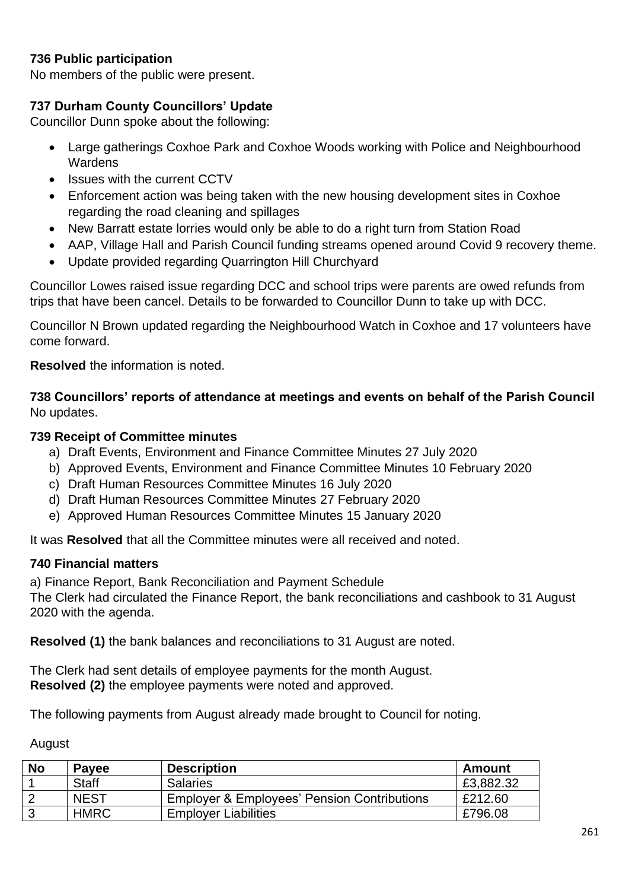**736 Public participation**

No members of the public were present.

**737 Durham County Councillors' Update**

Councillor Dunn spoke about the following:

- Large gatherings Coxhoe Park and Coxhoe Woods working with Police and Neighbourhood Wardens
- Issues with the current CCTV
- Enforcement action was being taken with the new housing development sites in Coxhoe regarding the road cleaning and spillages
- New Barratt estate lorries would only be able to do a right turn from Station Road
- AAP, Village Hall and Parish Council funding streams opened around Covid 9 recovery theme.
- Update provided regarding Quarrington Hill Churchyard

Councillor Lowes raised issue regarding DCC and school trips were parents are owed refunds from trips that have been cancel. Details to be forwarded to Councillor Dunn to take up with DCC.

Councillor N Brown updated regarding the Neighbourhood Watch in Coxhoe and 17 volunteers have come forward.

**Resolved** the information is noted.

**738 Councillors' reports of attendance at meetings and events on behalf of the Parish Council**

No updates.

**739 Receipt of Committee minutes**

a) Draft Events, Environment and Finance Committee Minutes 27 July 2020
b) Approved Events, Environment and Finance Committee Minutes 10 February 2020
c) Draft Human Resources Committee Minutes 16 July 2020
d) Draft Human Resources Committee Minutes 27 February 2020
e) Approved Human Resources Committee Minutes 15 January 2020

It was **Resolved** that all the Committee minutes were all received and noted.

**740 Financial matters**

a) Finance Report, Bank Reconciliation and Payment Schedule
The Clerk had circulated the Finance Report, the bank reconciliations and cashbook to 31 August 2020 with the agenda.

**Resolved (1)** the bank balances and reconciliations to 31 August are noted.

The Clerk had sent details of employee payments for the month August.
**Resolved (2)** the employee payments were noted and approved.

The following payments from August already made brought to Council for noting.

August

| No | Payee | Description | Amount |
|---|---|---|---|
| 1 | Staff | Salaries | £3,882.32 |
| 2 | NEST | Employer & Employees' Pension Contributions | £212.60 |
| 3 | HMRC | Employer Liabilities | £796.08 |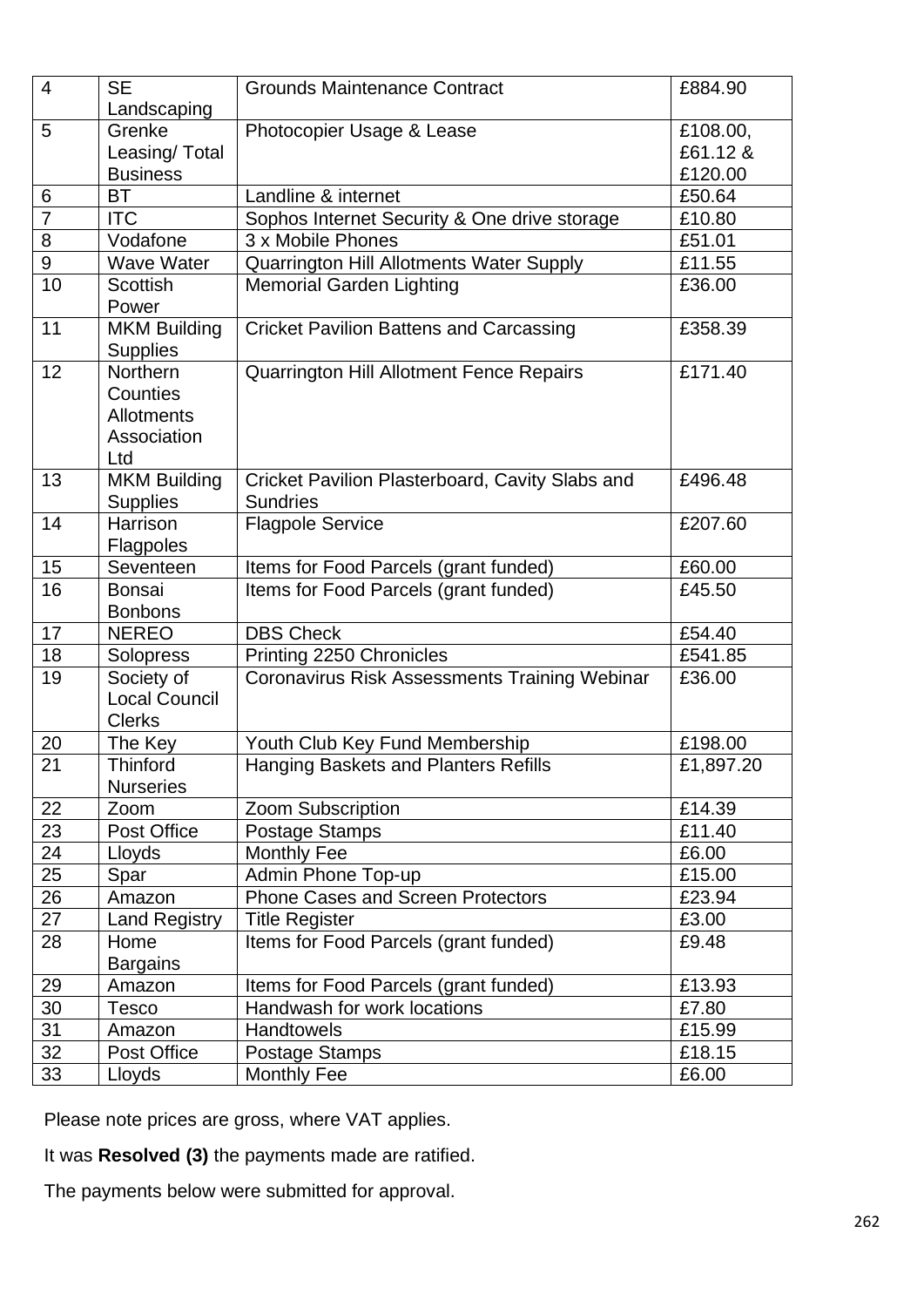| 4 | SE Landscaping | Grounds Maintenance Contract | £884.90 |
|---|---|---|---|
| 5 | Grenke Leasing/ Total Business | Photocopier Usage & Lease | £108.00, £61.12 & £120.00 |
| 6 | BT | Landline & internet | £50.64 |
| 7 | ITC | Sophos Internet Security & One drive storage | £10.80 |
| 8 | Vodafone | 3 x Mobile Phones | £51.01 |
| 9 | Wave Water | Quarrington Hill Allotments Water Supply | £11.55 |
| 10 | Scottish Power | Memorial Garden Lighting | £36.00 |
| 11 | MKM Building Supplies | Cricket Pavilion Battens and Carcassing | £358.39 |
| 12 | Northern Counties Allotments Association Ltd | Quarrington Hill Allotment Fence Repairs | £171.40 |
| 13 | MKM Building Supplies | Cricket Pavilion Plasterboard, Cavity Slabs and Sundries | £496.48 |
| 14 | Harrison Flagpoles | Flagpole Service | £207.60 |
| 15 | Seventeen | Items for Food Parcels (grant funded) | £60.00 |
| 16 | Bonsai Bonbons | Items for Food Parcels (grant funded) | £45.50 |
| 17 | NEREO | DBS Check | £54.40 |
| 18 | Solopress | Printing 2250 Chronicles | £541.85 |
| 19 | Society of Local Council Clerks | Coronavirus Risk Assessments Training Webinar | £36.00 |
| 20 | The Key | Youth Club Key Fund Membership | £198.00 |
| 21 | Thinford Nurseries | Hanging Baskets and Planters Refills | £1,897.20 |
| 22 | Zoom | Zoom Subscription | £14.39 |
| 23 | Post Office | Postage Stamps | £11.40 |
| 24 | Lloyds | Monthly Fee | £6.00 |
| 25 | Spar | Admin Phone Top-up | £15.00 |
| 26 | Amazon | Phone Cases and Screen Protectors | £23.94 |
| 27 | Land Registry | Title Register | £3.00 |
| 28 | Home Bargains | Items for Food Parcels (grant funded) | £9.48 |
| 29 | Amazon | Items for Food Parcels (grant funded) | £13.93 |
| 30 | Tesco | Handwash for work locations | £7.80 |
| 31 | Amazon | Handtowels | £15.99 |
| 32 | Post Office | Postage Stamps | £18.15 |
| 33 | Lloyds | Monthly Fee | £6.00 |

Please note prices are gross, where VAT applies.

It was **Resolved (3)** the payments made are ratified.

The payments below were submitted for approval.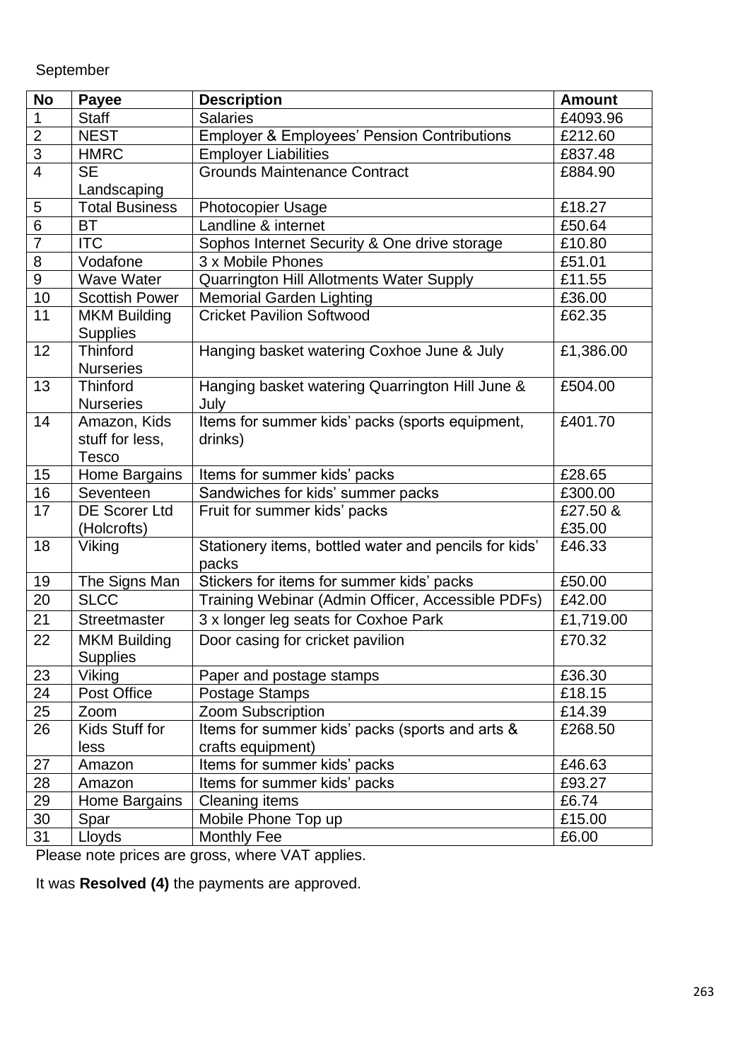September

| No | Payee | Description | Amount |
|---|---|---|---|
| 1 | Staff | Salaries | £4093.96 |
| 2 | NEST | Employer & Employees' Pension Contributions | £212.60 |
| 3 | HMRC | Employer Liabilities | £837.48 |
| 4 | SE Landscaping | Grounds Maintenance Contract | £884.90 |
| 5 | Total Business | Photocopier Usage | £18.27 |
| 6 | BT | Landline & internet | £50.64 |
| 7 | ITC | Sophos Internet Security & One drive storage | £10.80 |
| 8 | Vodafone | 3 x Mobile Phones | £51.01 |
| 9 | Wave Water | Quarrington Hill Allotments Water Supply | £11.55 |
| 10 | Scottish Power | Memorial Garden Lighting | £36.00 |
| 11 | MKM Building Supplies | Cricket Pavilion Softwood | £62.35 |
| 12 | Thinford Nurseries | Hanging basket watering Coxhoe June & July | £1,386.00 |
| 13 | Thinford Nurseries | Hanging basket watering Quarrington Hill June & July | £504.00 |
| 14 | Amazon, Kids stuff for less, Tesco | Items for summer kids' packs (sports equipment, drinks) | £401.70 |
| 15 | Home Bargains | Items for summer kids' packs | £28.65 |
| 16 | Seventeen | Sandwiches for kids' summer packs | £300.00 |
| 17 | DE Scorer Ltd (Holcrofts) | Fruit for summer kids' packs | £27.50 & £35.00 |
| 18 | Viking | Stationery items, bottled water and pencils for kids' packs | £46.33 |
| 19 | The Signs Man | Stickers for items for summer kids' packs | £50.00 |
| 20 | SLCC | Training Webinar (Admin Officer, Accessible PDFs) | £42.00 |
| 21 | Streetmaster | 3 x longer leg seats for Coxhoe Park | £1,719.00 |
| 22 | MKM Building Supplies | Door casing for cricket pavilion | £70.32 |
| 23 | Viking | Paper and postage stamps | £36.30 |
| 24 | Post Office | Postage Stamps | £18.15 |
| 25 | Zoom | Zoom Subscription | £14.39 |
| 26 | Kids Stuff for less | Items for summer kids' packs (sports and arts & crafts equipment) | £268.50 |
| 27 | Amazon | Items for summer kids' packs | £46.63 |
| 28 | Amazon | Items for summer kids' packs | £93.27 |
| 29 | Home Bargains | Cleaning items | £6.74 |
| 30 | Spar | Mobile Phone Top up | £15.00 |
| 31 | Lloyds | Monthly Fee | £6.00 |

Please note prices are gross, where VAT applies.

It was **Resolved (4)** the payments are approved.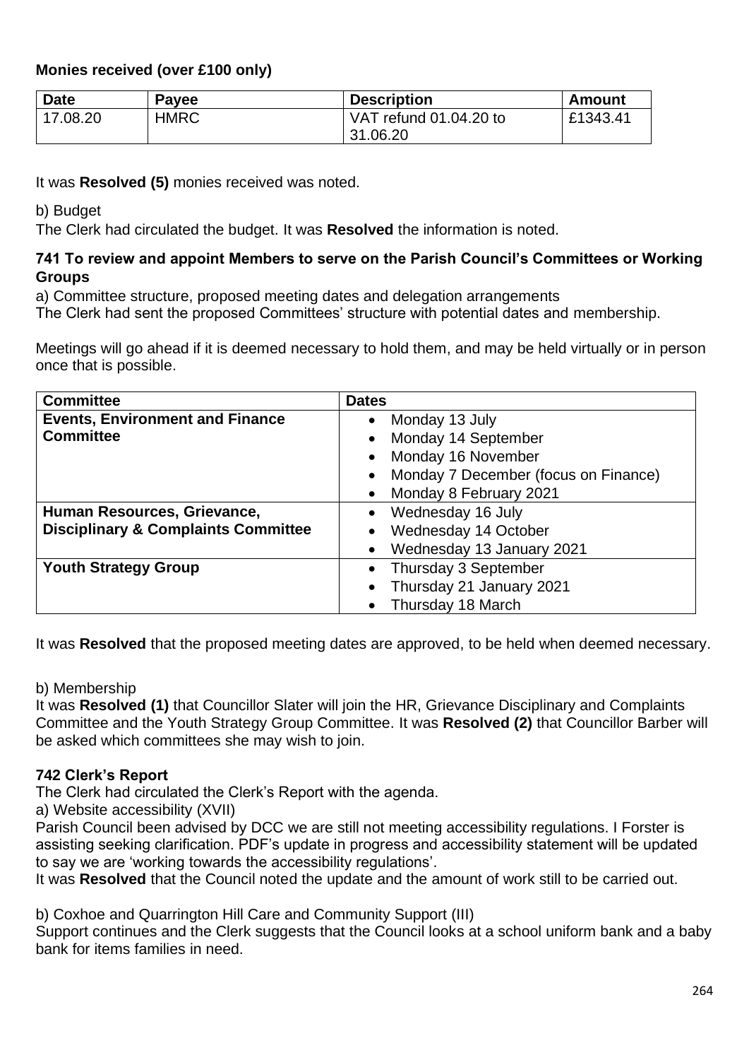**Monies received (over £100 only)**

| Date | Payee | Description | Amount |
| --- | --- | --- | --- |
| 17.08.20 | HMRC | VAT refund 01.04.20 to 31.06.20 | £1343.41 |

It was **Resolved (5)** monies received was noted.

b) Budget

The Clerk had circulated the budget. It was **Resolved** the information is noted.

### 741 To review and appoint Members to serve on the Parish Council's Committees or Working Groups

a) Committee structure, proposed meeting dates and delegation arrangements

The Clerk had sent the proposed Committees' structure with potential dates and membership.

Meetings will go ahead if it is deemed necessary to hold them, and may be held virtually or in person once that is possible.

| Committee | Dates |
| --- | --- |
| **Events, Environment and Finance Committee** | • Monday 13 July<br>• Monday 14 September<br>• Monday 16 November<br>• Monday 7 December (focus on Finance)<br>• Monday 8 February 2021 |
| **Human Resources, Grievance, Disciplinary & Complaints Committee** | • Wednesday 16 July<br>• Wednesday 14 October<br>• Wednesday 13 January 2021 |
| **Youth Strategy Group** | • Thursday 3 September<br>• Thursday 21 January 2021<br>• Thursday 18 March |

It was **Resolved** that the proposed meeting dates are approved, to be held when deemed necessary.

b) Membership

It was **Resolved (1)** that Councillor Slater will join the HR, Grievance Disciplinary and Complaints Committee and the Youth Strategy Group Committee. It was **Resolved (2)** that Councillor Barber will be asked which committees she may wish to join.

### 742 Clerk's Report

The Clerk had circulated the Clerk's Report with the agenda.

a) Website accessibility (XVII)

Parish Council been advised by DCC we are still not meeting accessibility regulations. I Forster is assisting seeking clarification. PDF's update in progress and accessibility statement will be updated to say we are 'working towards the accessibility regulations'.

It was **Resolved** that the Council noted the update and the amount of work still to be carried out.

b) Coxhoe and Quarrington Hill Care and Community Support (III)

Support continues and the Clerk suggests that the Council looks at a school uniform bank and a baby bank for items families in need.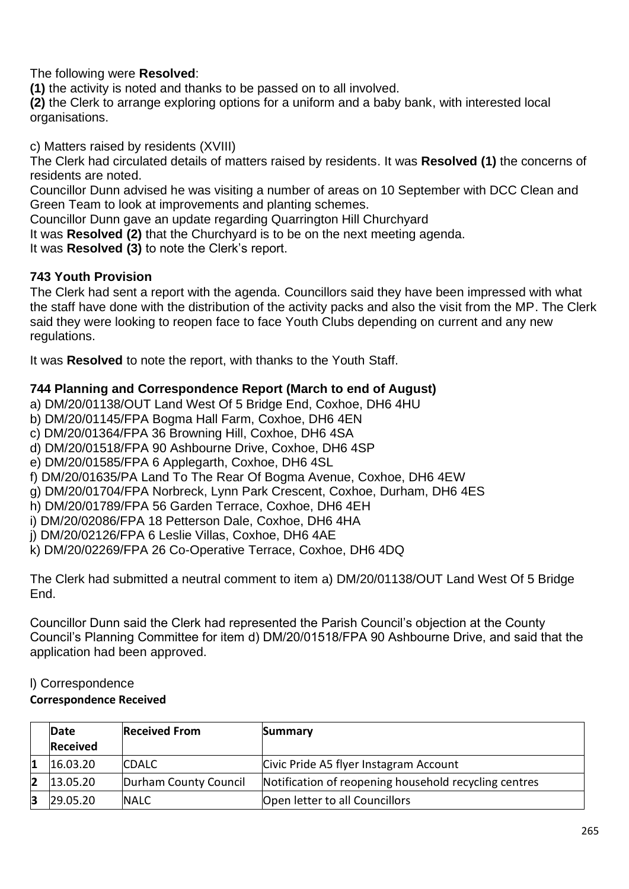The following were **Resolved**:

**(1)** the activity is noted and thanks to be passed on to all involved.

**(2)** the Clerk to arrange exploring options for a uniform and a baby bank, with interested local organisations.

c) Matters raised by residents (XVIII)

The Clerk had circulated details of matters raised by residents. It was **Resolved (1)** the concerns of residents are noted.

Councillor Dunn advised he was visiting a number of areas on 10 September with DCC Clean and Green Team to look at improvements and planting schemes.

Councillor Dunn gave an update regarding Quarrington Hill Churchyard

It was **Resolved (2)** that the Churchyard is to be on the next meeting agenda.

It was **Resolved (3)** to note the Clerk's report.

### 743 Youth Provision

The Clerk had sent a report with the agenda. Councillors said they have been impressed with what the staff have done with the distribution of the activity packs and also the visit from the MP. The Clerk said they were looking to reopen face to face Youth Clubs depending on current and any new regulations.

It was **Resolved** to note the report, with thanks to the Youth Staff.

### 744 Planning and Correspondence Report (March to end of August)

a) DM/20/01138/OUT Land West Of 5 Bridge End, Coxhoe, DH6 4HU
b) DM/20/01145/FPA Bogma Hall Farm, Coxhoe, DH6 4EN
c) DM/20/01364/FPA 36 Browning Hill, Coxhoe, DH6 4SA
d) DM/20/01518/FPA 90 Ashbourne Drive, Coxhoe, DH6 4SP
e) DM/20/01585/FPA 6 Applegarth, Coxhoe, DH6 4SL
f) DM/20/01635/PA Land To The Rear Of Bogma Avenue, Coxhoe, DH6 4EW
g) DM/20/01704/FPA Norbreck, Lynn Park Crescent, Coxhoe, Durham, DH6 4ES
h) DM/20/01789/FPA 56 Garden Terrace, Coxhoe, DH6 4EH
i) DM/20/02086/FPA 18 Petterson Dale, Coxhoe, DH6 4HA
j) DM/20/02126/FPA 6 Leslie Villas, Coxhoe, DH6 4AE
k) DM/20/02269/FPA 26 Co-Operative Terrace, Coxhoe, DH6 4DQ

The Clerk had submitted a neutral comment to item a) DM/20/01138/OUT Land West Of 5 Bridge End.

Councillor Dunn said the Clerk had represented the Parish Council's objection at the County Council's Planning Committee for item d) DM/20/01518/FPA 90 Ashbourne Drive, and said that the application had been approved.

l) Correspondence

**Correspondence Received**

| | Date Received | Received From | Summary |
|---|---|---|---|
| 1 | 16.03.20 | CDALC | Civic Pride A5 flyer Instagram Account |
| 2 | 13.05.20 | Durham County Council | Notification of reopening household recycling centres |
| 3 | 29.05.20 | NALC | Open letter to all Councillors |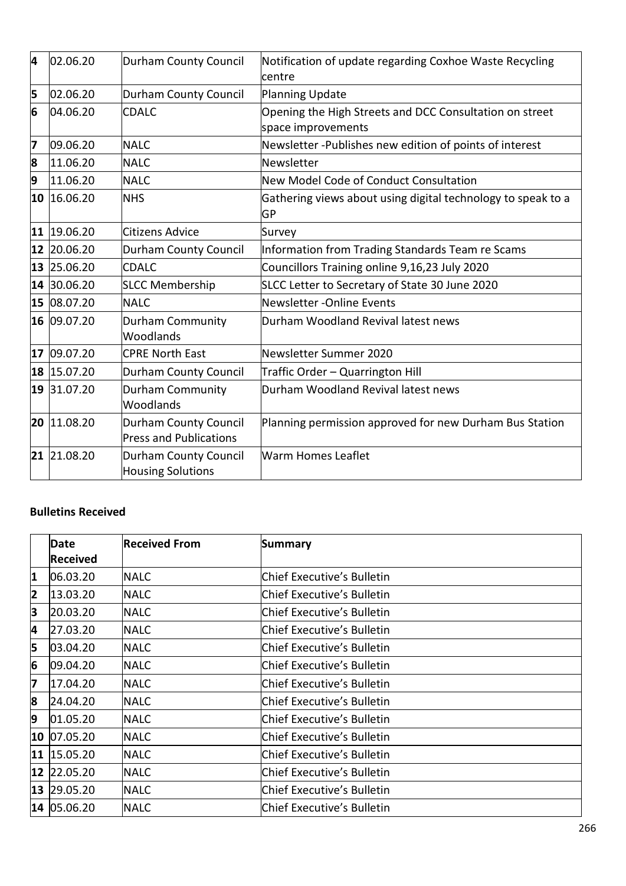| | | | |
|---|---|---|---|
| 4 | 02.06.20 | Durham County Council | Notification of update regarding Coxhoe Waste Recycling centre |
| 5 | 02.06.20 | Durham County Council | Planning Update |
| 6 | 04.06.20 | CDALC | Opening the High Streets and DCC Consultation on street space improvements |
| 7 | 09.06.20 | NALC | Newsletter -Publishes new edition of points of interest |
| 8 | 11.06.20 | NALC | Newsletter |
| 9 | 11.06.20 | NALC | New Model Code of Conduct Consultation |
| 10 | 16.06.20 | NHS | Gathering views about using digital technology to speak to a GP |
| 11 | 19.06.20 | Citizens Advice | Survey |
| 12 | 20.06.20 | Durham County Council | Information from Trading Standards Team re Scams |
| 13 | 25.06.20 | CDALC | Councillors Training online 9,16,23 July 2020 |
| 14 | 30.06.20 | SLCC Membership | SLCC Letter to Secretary of State 30 June 2020 |
| 15 | 08.07.20 | NALC | Newsletter -Online Events |
| 16 | 09.07.20 | Durham Community Woodlands | Durham Woodland Revival latest news |
| 17 | 09.07.20 | CPRE North East | Newsletter Summer 2020 |
| 18 | 15.07.20 | Durham County Council | Traffic Order – Quarrington Hill |
| 19 | 31.07.20 | Durham Community Woodlands | Durham Woodland Revival latest news |
| 20 | 11.08.20 | Durham County Council Press and Publications | Planning permission approved for new Durham Bus Station |
| 21 | 21.08.20 | Durham County Council Housing Solutions | Warm Homes Leaflet |

**Bulletins Received**

| | Date Received | Received From | Summary |
|---|---|---|---|
| 1 | 06.03.20 | NALC | Chief Executive's Bulletin |
| 2 | 13.03.20 | NALC | Chief Executive's Bulletin |
| 3 | 20.03.20 | NALC | Chief Executive's Bulletin |
| 4 | 27.03.20 | NALC | Chief Executive's Bulletin |
| 5 | 03.04.20 | NALC | Chief Executive's Bulletin |
| 6 | 09.04.20 | NALC | Chief Executive's Bulletin |
| 7 | 17.04.20 | NALC | Chief Executive's Bulletin |
| 8 | 24.04.20 | NALC | Chief Executive's Bulletin |
| 9 | 01.05.20 | NALC | Chief Executive's Bulletin |
| 10 | 07.05.20 | NALC | Chief Executive's Bulletin |
| 11 | 15.05.20 | NALC | Chief Executive's Bulletin |
| 12 | 22.05.20 | NALC | Chief Executive's Bulletin |
| 13 | 29.05.20 | NALC | Chief Executive's Bulletin |
| 14 | 05.06.20 | NALC | Chief Executive's Bulletin |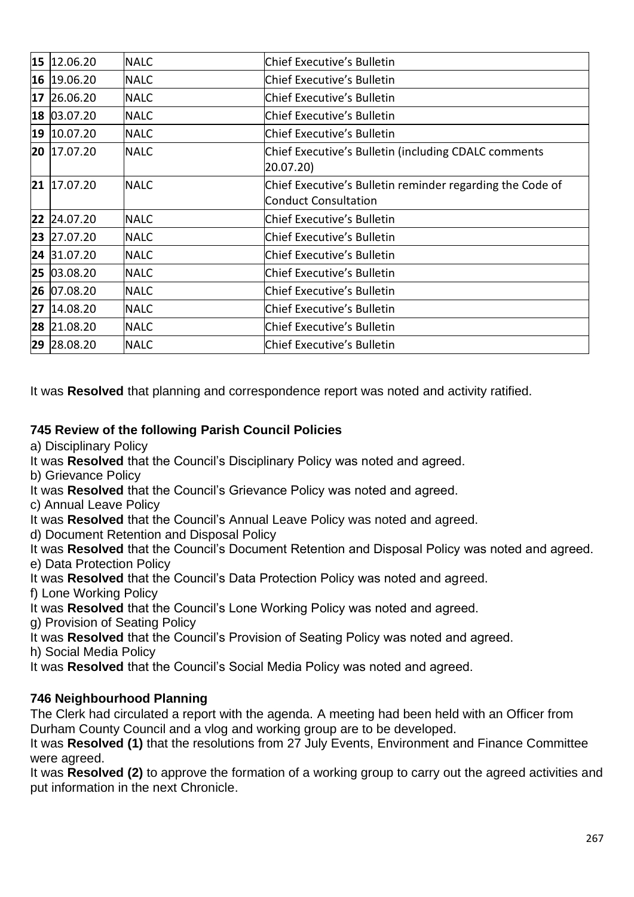| | | | |
|---|---|---|---|
| **15** | 12.06.20 | NALC | Chief Executive's Bulletin |
| **16** | 19.06.20 | NALC | Chief Executive's Bulletin |
| **17** | 26.06.20 | NALC | Chief Executive's Bulletin |
| **18** | 03.07.20 | NALC | Chief Executive's Bulletin |
| **19** | 10.07.20 | NALC | Chief Executive's Bulletin |
| **20** | 17.07.20 | NALC | Chief Executive's Bulletin (including CDALC comments 20.07.20) |
| **21** | 17.07.20 | NALC | Chief Executive's Bulletin reminder regarding the Code of Conduct Consultation |
| **22** | 24.07.20 | NALC | Chief Executive's Bulletin |
| **23** | 27.07.20 | NALC | Chief Executive's Bulletin |
| **24** | 31.07.20 | NALC | Chief Executive's Bulletin |
| **25** | 03.08.20 | NALC | Chief Executive's Bulletin |
| **26** | 07.08.20 | NALC | Chief Executive's Bulletin |
| **27** | 14.08.20 | NALC | Chief Executive's Bulletin |
| **28** | 21.08.20 | NALC | Chief Executive's Bulletin |
| **29** | 28.08.20 | NALC | Chief Executive's Bulletin |

It was **Resolved** that planning and correspondence report was noted and activity ratified.

**745 Review of the following Parish Council Policies**

a) Disciplinary Policy

It was **Resolved** that the Council's Disciplinary Policy was noted and agreed.

b) Grievance Policy

It was **Resolved** that the Council's Grievance Policy was noted and agreed.

c) Annual Leave Policy

It was **Resolved** that the Council's Annual Leave Policy was noted and agreed.

d) Document Retention and Disposal Policy

It was **Resolved** that the Council's Document Retention and Disposal Policy was noted and agreed.

e) Data Protection Policy

It was **Resolved** that the Council's Data Protection Policy was noted and agreed.

f) Lone Working Policy

It was **Resolved** that the Council's Lone Working Policy was noted and agreed.

g) Provision of Seating Policy

It was **Resolved** that the Council's Provision of Seating Policy was noted and agreed.

h) Social Media Policy

It was **Resolved** that the Council's Social Media Policy was noted and agreed.

**746 Neighbourhood Planning**

The Clerk had circulated a report with the agenda. A meeting had been held with an Officer from Durham County Council and a vlog and working group are to be developed.

It was **Resolved (1)** that the resolutions from 27 July Events, Environment and Finance Committee were agreed.

It was **Resolved (2)** to approve the formation of a working group to carry out the agreed activities and put information in the next Chronicle.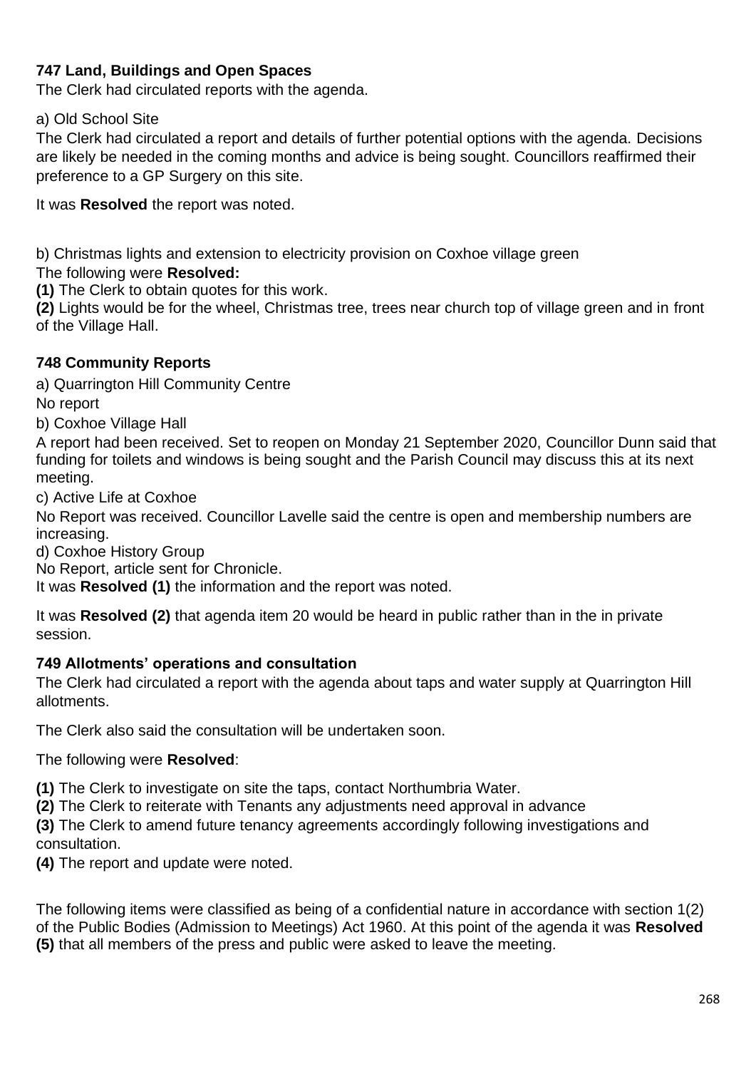### 747 Land, Buildings and Open Spaces

The Clerk had circulated reports with the agenda.

a) Old School Site

The Clerk had circulated a report and details of further potential options with the agenda. Decisions are likely be needed in the coming months and advice is being sought. Councillors reaffirmed their preference to a GP Surgery on this site.

It was **Resolved** the report was noted.

b) Christmas lights and extension to electricity provision on Coxhoe village green

The following were **Resolved:**

**(1)** The Clerk to obtain quotes for this work.

**(2)** Lights would be for the wheel, Christmas tree, trees near church top of village green and in front of the Village Hall.

### 748 Community Reports

a) Quarrington Hill Community Centre

No report

b) Coxhoe Village Hall

A report had been received. Set to reopen on Monday 21 September 2020, Councillor Dunn said that funding for toilets and windows is being sought and the Parish Council may discuss this at its next meeting.

c) Active Life at Coxhoe

No Report was received. Councillor Lavelle said the centre is open and membership numbers are increasing.

d) Coxhoe History Group

No Report, article sent for Chronicle.

It was **Resolved (1)** the information and the report was noted.

It was **Resolved (2)** that agenda item 20 would be heard in public rather than in the in private session.

### 749 Allotments' operations and consultation

The Clerk had circulated a report with the agenda about taps and water supply at Quarrington Hill allotments.

The Clerk also said the consultation will be undertaken soon.

The following were **Resolved**:

**(1)** The Clerk to investigate on site the taps, contact Northumbria Water.

**(2)** The Clerk to reiterate with Tenants any adjustments need approval in advance

**(3)** The Clerk to amend future tenancy agreements accordingly following investigations and consultation.

**(4)** The report and update were noted.

The following items were classified as being of a confidential nature in accordance with section 1(2) of the Public Bodies (Admission to Meetings) Act 1960. At this point of the agenda it was **Resolved (5)** that all members of the press and public were asked to leave the meeting.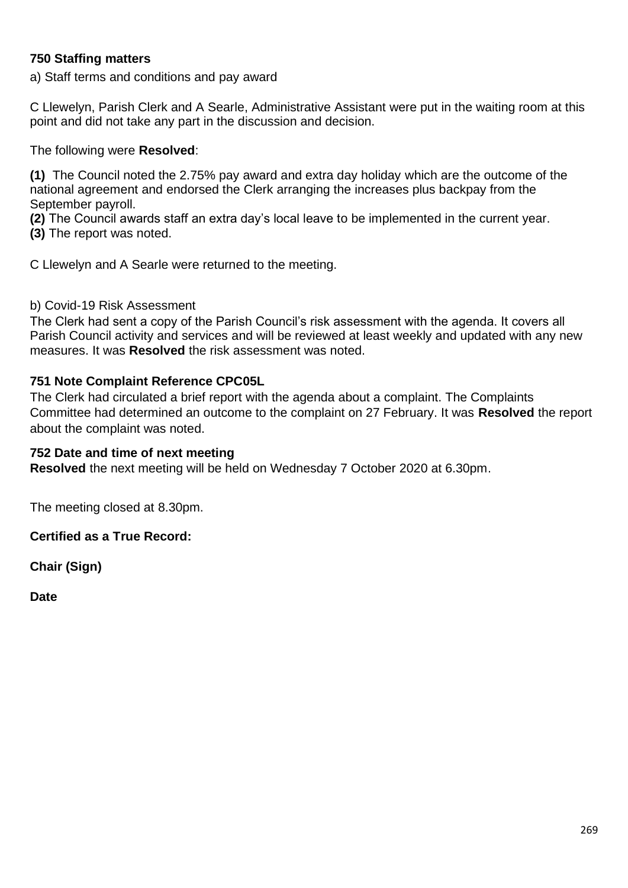**750 Staffing matters**

a) Staff terms and conditions and pay award

C Llewelyn, Parish Clerk and A Searle, Administrative Assistant were put in the waiting room at this point and did not take any part in the discussion and decision.

The following were **Resolved**:

**(1)** The Council noted the 2.75% pay award and extra day holiday which are the outcome of the national agreement and endorsed the Clerk arranging the increases plus backpay from the September payroll.
**(2)** The Council awards staff an extra day's local leave to be implemented in the current year.
**(3)** The report was noted.

C Llewelyn and A Searle were returned to the meeting.

b) Covid-19 Risk Assessment
The Clerk had sent a copy of the Parish Council's risk assessment with the agenda. It covers all Parish Council activity and services and will be reviewed at least weekly and updated with any new measures. It was **Resolved** the risk assessment was noted.

**751 Note Complaint Reference CPC05L**
The Clerk had circulated a brief report with the agenda about a complaint. The Complaints Committee had determined an outcome to the complaint on 27 February. It was **Resolved** the report about the complaint was noted.

**752 Date and time of next meeting**
**Resolved** the next meeting will be held on Wednesday 7 October 2020 at 6.30pm.

The meeting closed at 8.30pm.

**Certified as a True Record:**

**Chair (Sign)**

**Date**